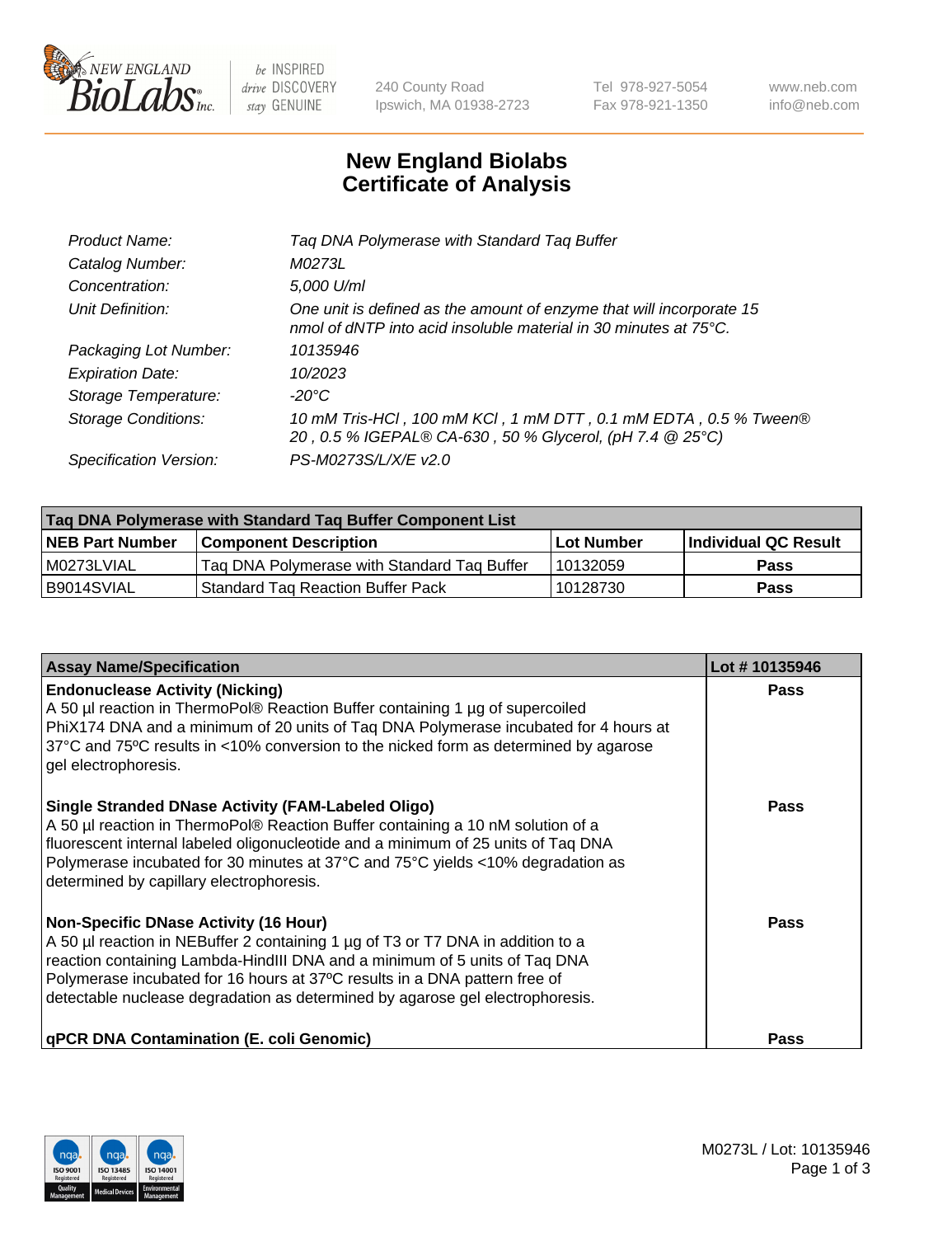# New England Biolabs Certificate of Analysis

| | |
|---|---|
| *Product Name:* | *Taq DNA Polymerase with Standard Taq Buffer* |
| *Catalog Number:* | *M0273L* |
| *Concentration:* | *5,000 U/ml* |
| *Unit Definition:* | *One unit is defined as the amount of enzyme that will incorporate 15 nmol of dNTP into acid insoluble material in 30 minutes at 75°C.* |
| *Packaging Lot Number:* | *10135946* |
| *Expiration Date:* | *10/2023* |
| *Storage Temperature:* | *-20°C* |
| *Storage Conditions:* | *10 mM Tris-HCl , 100 mM KCl , 1 mM DTT , 0.1 mM EDTA , 0.5 % Tween® 20 , 0.5 % IGEPAL® CA-630 , 50 % Glycerol, (pH 7.4 @ 25°C)* |
| *Specification Version:* | *PS-M0273S/L/X/E v2.0* |

| Taq DNA Polymerase with Standard Taq Buffer Component List | | | |
|---|---|---|---|
| **NEB Part Number** | **Component Description** | **Lot Number** | **Individual QC Result** |
| M0273LVIAL | Taq DNA Polymerase with Standard Taq Buffer | 10132059 | **Pass** |
| B9014SVIAL | Standard Taq Reaction Buffer Pack | 10128730 | **Pass** |

| Assay Name/Specification | Lot # 10135946 |
|---|---|
| **Endonuclease Activity (Nicking)** A 50 µl reaction in ThermoPol® Reaction Buffer containing 1 µg of supercoiled PhiX174 DNA and a minimum of 20 units of Taq DNA Polymerase incubated for 4 hours at 37ºC and 75ºC results in <10% conversion to the nicked form as determined by agarose gel electrophoresis. | **Pass** |
| **Single Stranded DNase Activity (FAM-Labeled Oligo)** A 50 µl reaction in ThermoPol® Reaction Buffer containing a 10 nM solution of a fluorescent internal labeled oligonucleotide and a minimum of 25 units of Taq DNA Polymerase incubated for 30 minutes at 37°C and 75°C yields <10% degradation as determined by capillary electrophoresis. | **Pass** |
| **Non-Specific DNase Activity (16 Hour)** A 50 µl reaction in NEBuffer 2 containing 1 µg of T3 or T7 DNA in addition to a reaction containing Lambda-HindIII DNA and a minimum of 5 units of Taq DNA Polymerase incubated for 16 hours at 37ºC results in a DNA pattern free of detectable nuclease degradation as determined by agarose gel electrophoresis. | **Pass** |
| **qPCR DNA Contamination (E. coli Genomic)** | **Pass** |

M0273L / Lot: 10135946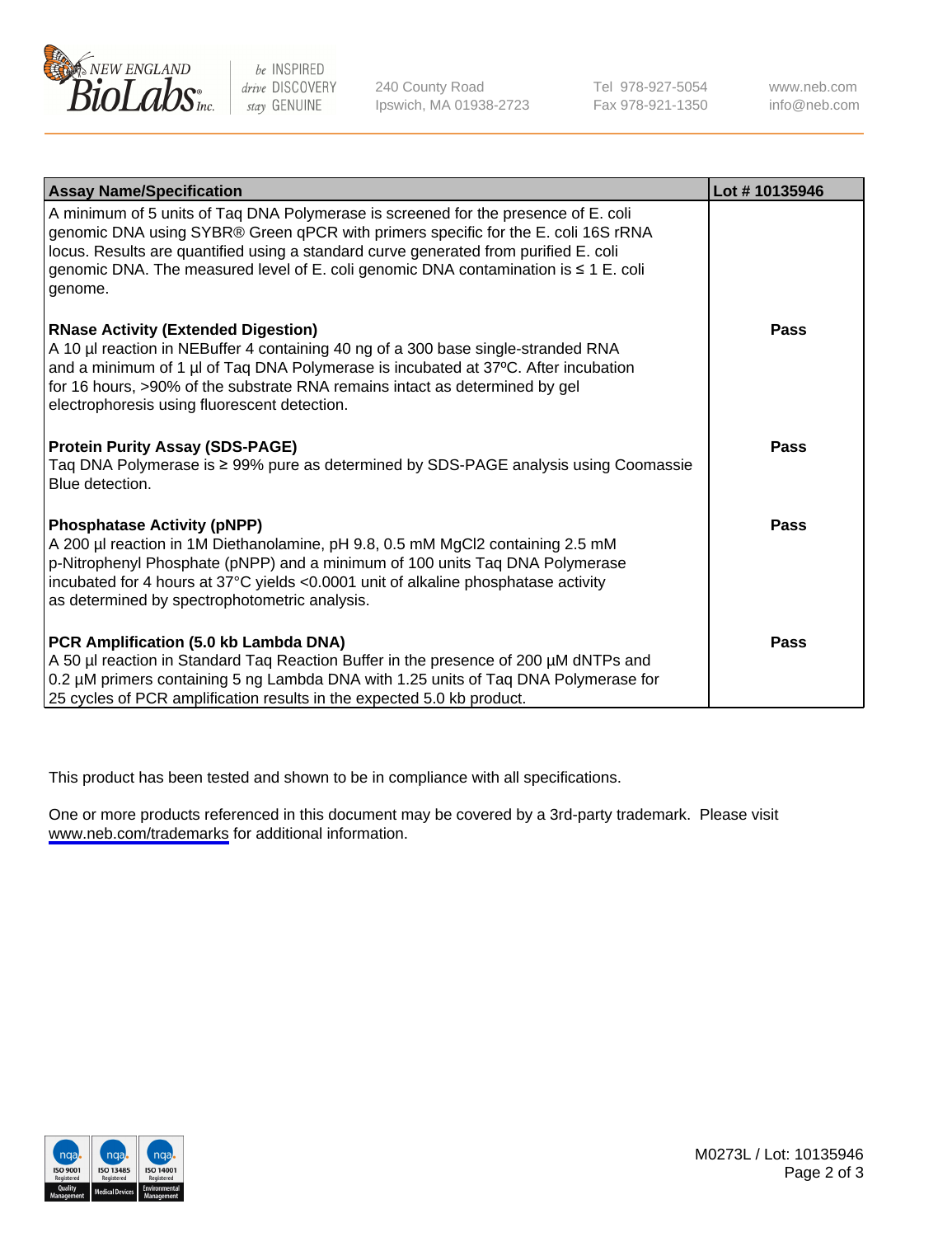| Assay Name/Specification | Lot # 10135946 |
| --- | --- |
| A minimum of 5 units of Taq DNA Polymerase is screened for the presence of E. coli genomic DNA using SYBR® Green qPCR with primers specific for the E. coli 16S rRNA locus. Results are quantified using a standard curve generated from purified E. coli genomic DNA. The measured level of E. coli genomic DNA contamination is ≤ 1 E. coli genome. | |
| **RNase Activity (Extended Digestion)**<br>A 10 µl reaction in NEBuffer 4 containing 40 ng of a 300 base single-stranded RNA and a minimum of 1 µl of Taq DNA Polymerase is incubated at 37ºC. After incubation for 16 hours, >90% of the substrate RNA remains intact as determined by gel electrophoresis using fluorescent detection. | **Pass** |
| **Protein Purity Assay (SDS-PAGE)**<br>Taq DNA Polymerase is ≥ 99% pure as determined by SDS-PAGE analysis using Coomassie Blue detection. | **Pass** |
| **Phosphatase Activity (pNPP)**<br>A 200 µl reaction in 1M Diethanolamine, pH 9.8, 0.5 mM $MgCl_2$ containing 2.5 mM p-Nitrophenyl Phosphate (pNPP) and a minimum of 100 units Taq DNA Polymerase incubated for 4 hours at 37°C yields <0.0001 unit of alkaline phosphatase activity as determined by spectrophotometric analysis. | **Pass** |
| **PCR Amplification (5.0 kb Lambda DNA)**<br>A 50 µl reaction in Standard Taq Reaction Buffer in the presence of 200 µM dNTPs and 0.2 µM primers containing 5 ng Lambda DNA with 1.25 units of Taq DNA Polymerase for 25 cycles of PCR amplification results in the expected 5.0 kb product. | **Pass** |

This product has been tested and shown to be in compliance with all specifications.

One or more products referenced in this document may be covered by a 3rd-party trademark. Please visit www.neb.com/trademarks for additional information.

M0273L / Lot: 10135946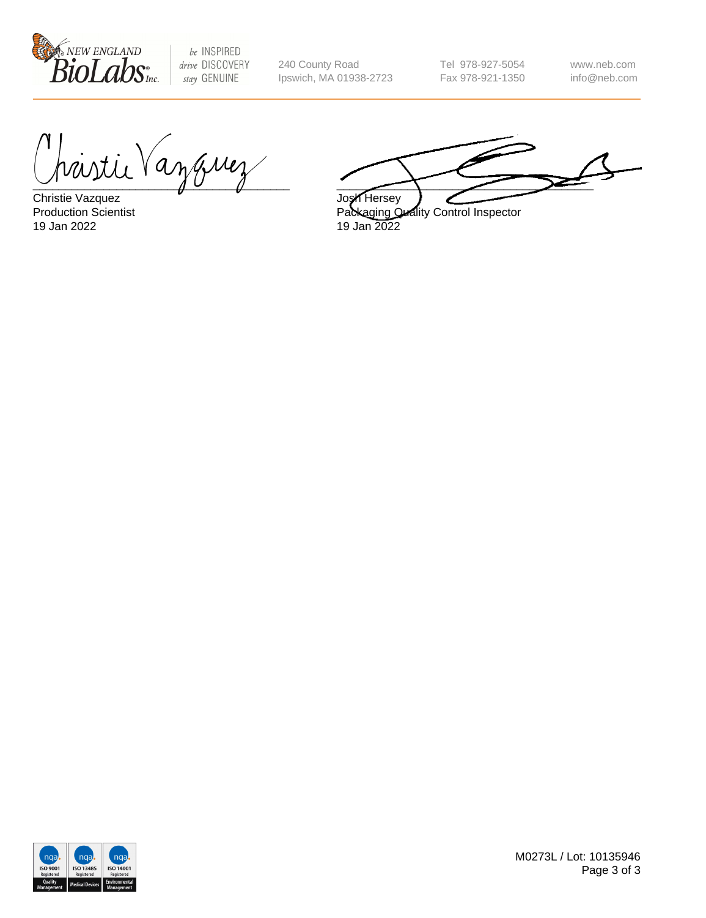Christie Vazquez
Production Scientist
19 Jan 2022

Josh Hersey
Packaging Quality Control Inspector
19 Jan 2022

M0273L / Lot: 10135946